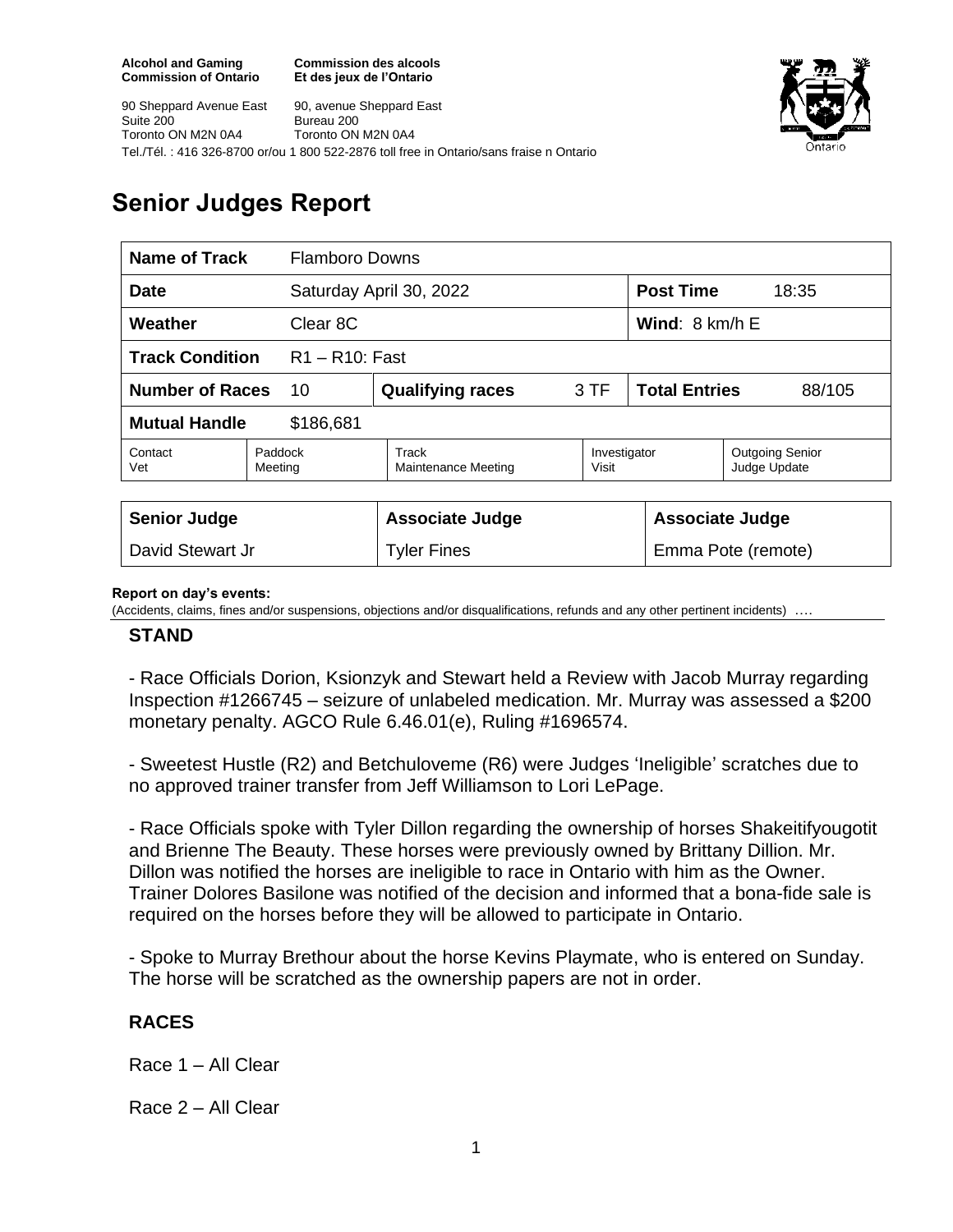**Alcohol and Gaming Commission of Ontario**
**Commission des alcools Et des jeux de l'Ontario**

90 Sheppard Avenue East
Suite 200
Toronto ON M2N 0A4

90, avenue Sheppard East
Bureau 200
Toronto ON M2N 0A4

Tel./Tél. : 416 326-8700 or/ou 1 800 522-2876 toll free in Ontario/sans fraise n Ontario

# Senior Judges Report

| **Name of Track** | Flamboro Downs | | | | |
|---|---|---|---|---|---|
| **Date** | Saturday April 30, 2022 | | | **Post Time** | 18:35 |
| **Weather** | Clear 8C | | | **Wind**: 8 km/h E | |
| **Track Condition** | R1 – R10: Fast | | | | |
| **Number of Races** | 10 | **Qualifying races** | 3 TF | **Total Entries** | 88/105 |
| **Mutual Handle** | $186,681 | | | | |
| Contact Vet | Paddock Meeting | Track Maintenance Meeting | Investigator Visit | Outgoing Senior Judge Update | |

| **Senior Judge** | **Associate Judge** | **Associate Judge** |
|---|---|---|
| David Stewart Jr | Tyler Fines | Emma Pote (remote) |

**Report on day's events:**
(Accidents, claims, fines and/or suspensions, objections and/or disqualifications, refunds and any other pertinent incidents) ….

## STAND

- Race Officials Dorion, Ksionzyk and Stewart held a Review with Jacob Murray regarding Inspection #1266745 – seizure of unlabeled medication. Mr. Murray was assessed a $200 monetary penalty. AGCO Rule 6.46.01(e), Ruling #1696574.

- Sweetest Hustle (R2) and Betchuloveme (R6) were Judges 'Ineligible' scratches due to no approved trainer transfer from Jeff Williamson to Lori LePage.

- Race Officials spoke with Tyler Dillon regarding the ownership of horses Shakeitifyougotit and Brienne The Beauty. These horses were previously owned by Brittany Dillion. Mr. Dillon was notified the horses are ineligible to race in Ontario with him as the Owner. Trainer Dolores Basilone was notified of the decision and informed that a bona-fide sale is required on the horses before they will be allowed to participate in Ontario.

- Spoke to Murray Brethour about the horse Kevins Playmate, who is entered on Sunday. The horse will be scratched as the ownership papers are not in order.

## RACES

Race 1 – All Clear

Race 2 – All Clear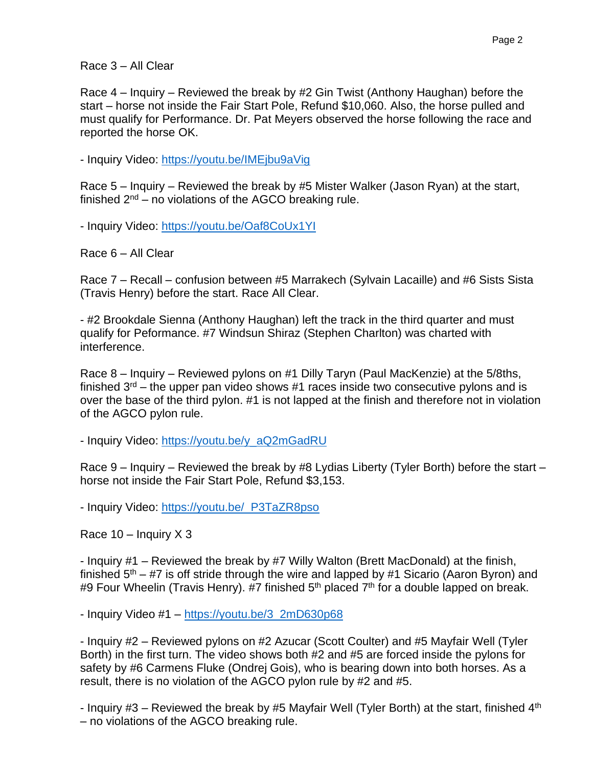Race 3 – All Clear

Race 4 – Inquiry – Reviewed the break by #2 Gin Twist (Anthony Haughan) before the start – horse not inside the Fair Start Pole, Refund $10,060. Also, the horse pulled and must qualify for Performance. Dr. Pat Meyers observed the horse following the race and reported the horse OK.

- Inquiry Video: https://youtu.be/IMEjbu9aVig

Race 5 – Inquiry – Reviewed the break by #5 Mister Walker (Jason Ryan) at the start, finished 2nd – no violations of the AGCO breaking rule.

- Inquiry Video: https://youtu.be/Oaf8CoUx1YI

Race 6 – All Clear

Race 7 – Recall – confusion between #5 Marrakech (Sylvain Lacaille) and #6 Sists Sista (Travis Henry) before the start. Race All Clear.

- #2 Brookdale Sienna (Anthony Haughan) left the track in the third quarter and must qualify for Peformance. #7 Windsun Shiraz (Stephen Charlton) was charted with interference.

Race 8 – Inquiry – Reviewed pylons on #1 Dilly Taryn (Paul MacKenzie) at the 5/8ths, finished 3rd – the upper pan video shows #1 races inside two consecutive pylons and is over the base of the third pylon. #1 is not lapped at the finish and therefore not in violation of the AGCO pylon rule.

- Inquiry Video: https://youtu.be/y_aQ2mGadRU

Race 9 – Inquiry – Reviewed the break by #8 Lydias Liberty (Tyler Borth) before the start – horse not inside the Fair Start Pole, Refund $3,153.

- Inquiry Video: https://youtu.be/_P3TaZR8pso

Race 10 – Inquiry X 3

- Inquiry #1 – Reviewed the break by #7 Willy Walton (Brett MacDonald) at the finish, finished 5th – #7 is off stride through the wire and lapped by #1 Sicario (Aaron Byron) and #9 Four Wheelin (Travis Henry). #7 finished 5th placed 7th for a double lapped on break.

- Inquiry Video #1 – https://youtu.be/3_2mD630p68

- Inquiry #2 – Reviewed pylons on #2 Azucar (Scott Coulter) and #5 Mayfair Well (Tyler Borth) in the first turn. The video shows both #2 and #5 are forced inside the pylons for safety by #6 Carmens Fluke (Ondrej Gois), who is bearing down into both horses. As a result, there is no violation of the AGCO pylon rule by #2 and #5.

- Inquiry #3 – Reviewed the break by #5 Mayfair Well (Tyler Borth) at the start, finished 4th – no violations of the AGCO breaking rule.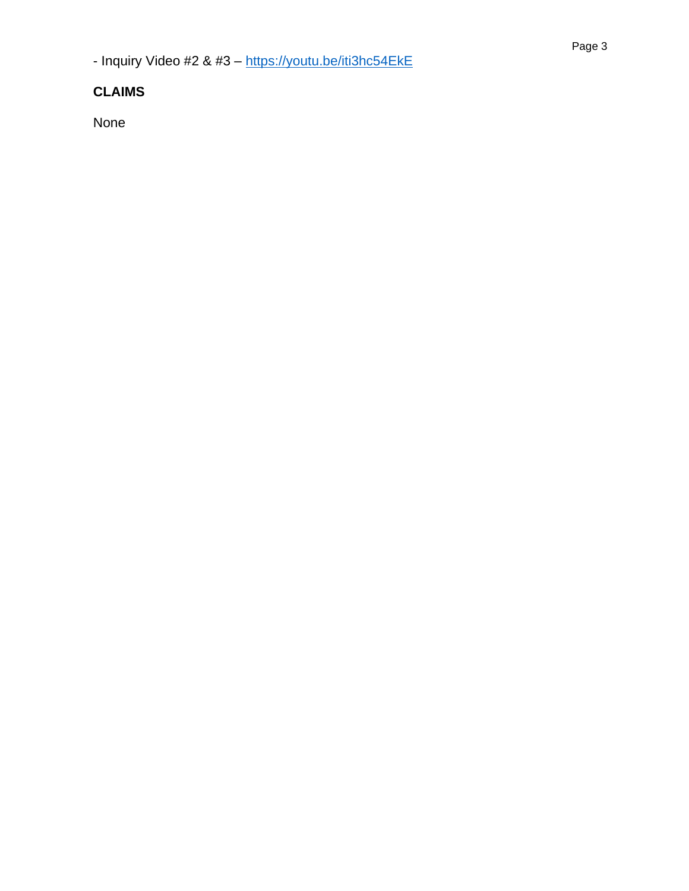- Inquiry Video #2 & #3 – [https://youtu.be/iti3hc54EkE](https://youtu.be/iti3hc54EkE)

**CLAIMS**

None